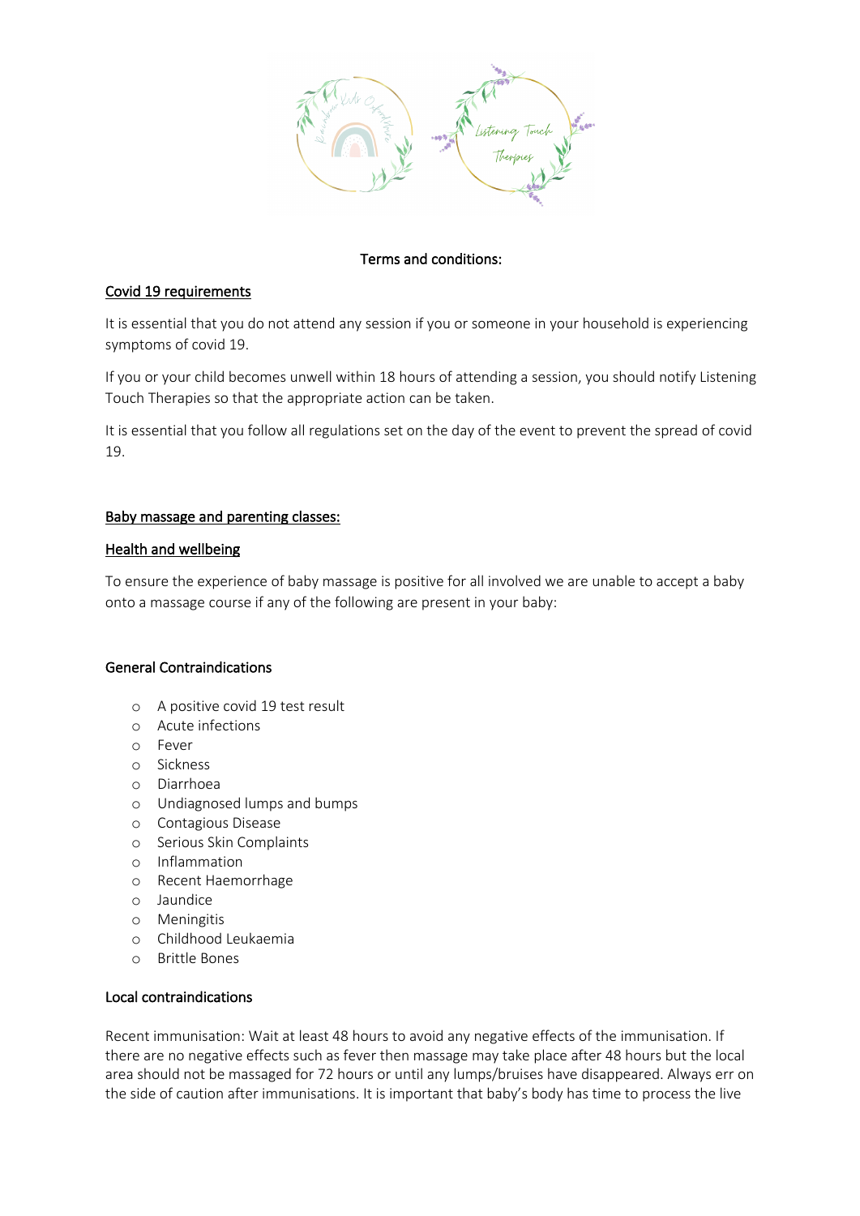Terms and conditions:

## Covid 19 requirements

It is essential that you do not attend any session if you or someone in your household is experiencing symptoms of covid 19.

If you or your child becomes unwell within 18 hours of attending a session, you should notify Listening Touch Therapies so that the appropriate action can be taken.

It is essential that you follow all regulations set on the day of the event to prevent the spread of covid 19.

## Baby massage and parenting classes:

### Health and wellbeing

To ensure the experience of baby massage is positive for all involved we are unable to accept a baby onto a massage course if any of the following are present in your baby:

#### General Contraindications

- A positive covid 19 test result
- Acute infections
- Fever
- Sickness
- Diarrhoea
- Undiagnosed lumps and bumps
- Contagious Disease
- Serious Skin Complaints
- Inflammation
- Recent Haemorrhage
- Jaundice
- Meningitis
- Childhood Leukaemia
- Brittle Bones

#### Local contraindications

Recent immunisation: Wait at least 48 hours to avoid any negative effects of the immunisation. If there are no negative effects such as fever then massage may take place after 48 hours but the local area should not be massaged for 72 hours or until any lumps/bruises have disappeared. Always err on the side of caution after immunisations. It is important that baby's body has time to process the live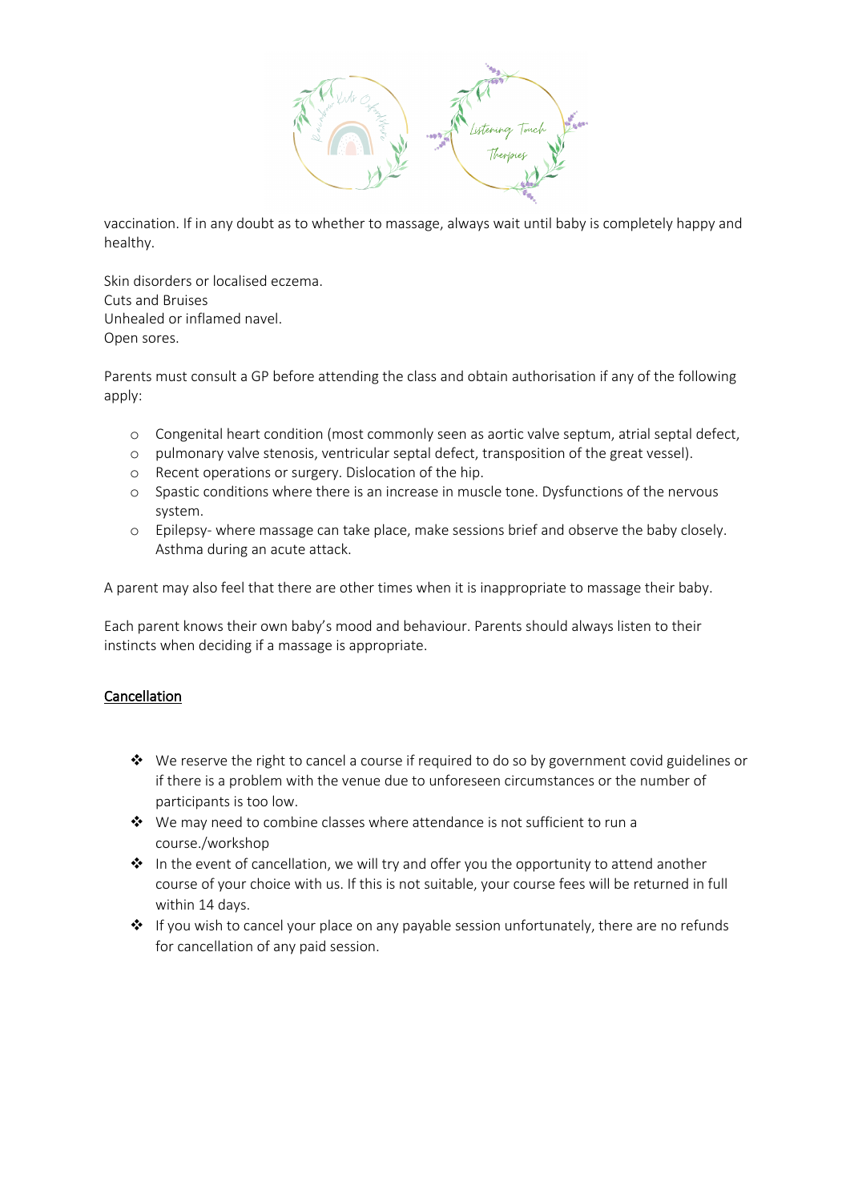vaccination. If in any doubt as to whether to massage, always wait until baby is completely happy and healthy.

Skin disorders or localised eczema.
Cuts and Bruises
Unhealed or inflamed navel.
Open sores.

Parents must consult a GP before attending the class and obtain authorisation if any of the following apply:

- Congenital heart condition (most commonly seen as aortic valve septum, atrial septal defect,
- pulmonary valve stenosis, ventricular septal defect, transposition of the great vessel).
- Recent operations or surgery. Dislocation of the hip.
- Spastic conditions where there is an increase in muscle tone. Dysfunctions of the nervous system.
- Epilepsy- where massage can take place, make sessions brief and observe the baby closely. Asthma during an acute attack.

A parent may also feel that there are other times when it is inappropriate to massage their baby.

Each parent knows their own baby's mood and behaviour. Parents should always listen to their instincts when deciding if a massage is appropriate.

## Cancellation

- We reserve the right to cancel a course if required to do so by government covid guidelines or if there is a problem with the venue due to unforeseen circumstances or the number of participants is too low.
- We may need to combine classes where attendance is not sufficient to run a course./workshop
- In the event of cancellation, we will try and offer you the opportunity to attend another course of your choice with us. If this is not suitable, your course fees will be returned in full within 14 days.
- If you wish to cancel your place on any payable session unfortunately, there are no refunds for cancellation of any paid session.